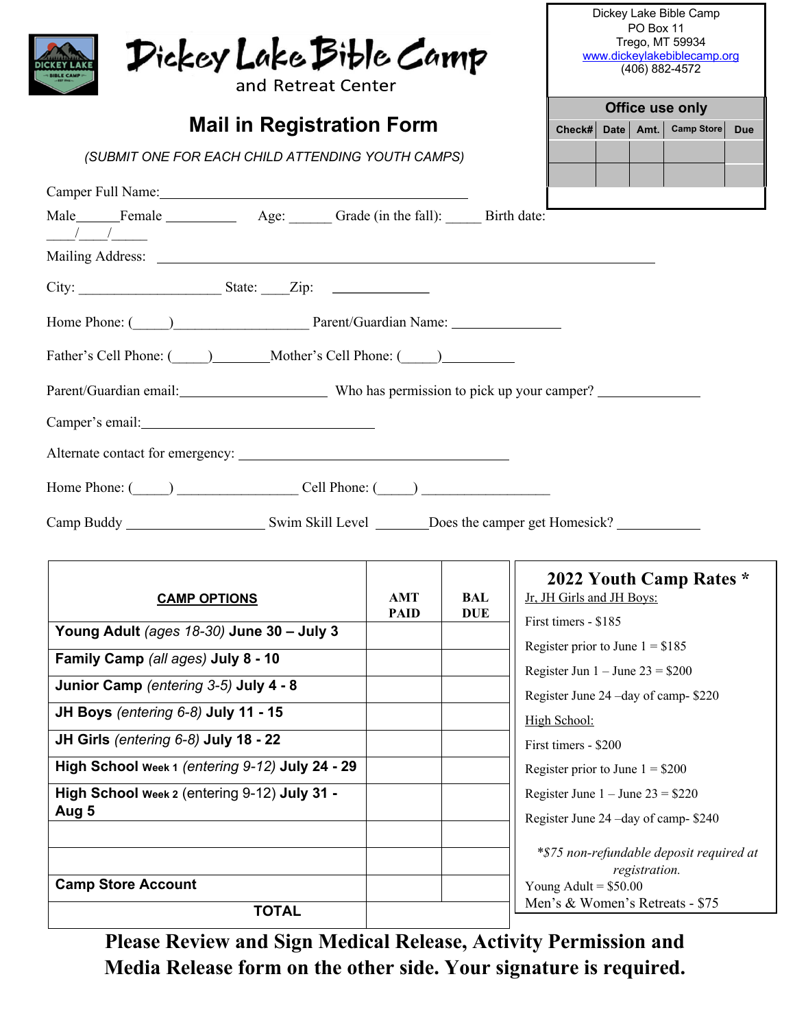# Dickey Lake Bible Camp

and Retreat Center

Dickey Lake Bible Camp
PO Box 11
Trego, MT 59934
www.dickeylakebiblecamp.org
(406) 882-4572

| Office use only | | | | |
|---|---|---|---|---|
| Check# | Date | Amt. | Camp Store | Due |
| | | | | |
| | | | | |

## Mail in Registration Form

*(SUBMIT ONE FOR EACH CHILD ATTENDING YOUTH CAMPS)*

Camper Full Name:_____________________________________________

Male______Female __________ Age: ______ Grade (in the fall): _____ Birth date: ____/____/_____

Mailing Address: ___________________________________________________________________________

City: _____________________ State: ____Zip: ______________

Home Phone: (_____)___________________ Parent/Guardian Name: ________________

Father's Cell Phone: (_____)________Mother's Cell Phone: (_____)__________

Parent/Guardian email:______________________ Who has permission to pick up your camper? ______________

Camper's email:____________________________________

Alternate contact for emergency: ________________________________________

Home Phone: (_____) _________________ Cell Phone: (_____) ___________________

Camp Buddy ____________________ Swim Skill Level _______Does the camper get Homesick? ____________

| CAMP OPTIONS | AMT PAID | BAL DUE |
|---|---|---|
| **Young Adult** *(ages 18-30)* **June 30 – July 3** | | |
| **Family Camp** *(all ages)* **July 8 - 10** | | |
| **Junior Camp** *(entering 3-5)* **July 4 - 8** | | |
| **JH Boys** *(entering 6-8)* **July 11 - 15** | | |
| **JH Girls** *(entering 6-8)* **July 18 - 22** | | |
| **High School Week 1** *(entering 9-12)* **July 24 - 29** | | |
| **High School Week 2** (entering 9-12) **July 31 - Aug 5** | | |
| | | |
| | | |
| **Camp Store Account** | | |
| **TOTAL** | | |

### 2022 Youth Camp Rates *

Jr, JH Girls and JH Boys:

First timers - $185

Register prior to June 1 = $185

Register Jun 1 – June 23 = $200

Register June 24 –day of camp- $220

High School:

First timers - $200

Register prior to June 1 = $200

Register June 1 – June 23 = $220

Register June 24 –day of camp- $240

*\*$75 non-refundable deposit required at registration.*

Young Adult = $50.00

Men's & Women's Retreats - $75

**Please Review and Sign Medical Release, Activity Permission and Media Release form on the other side. Your signature is required.**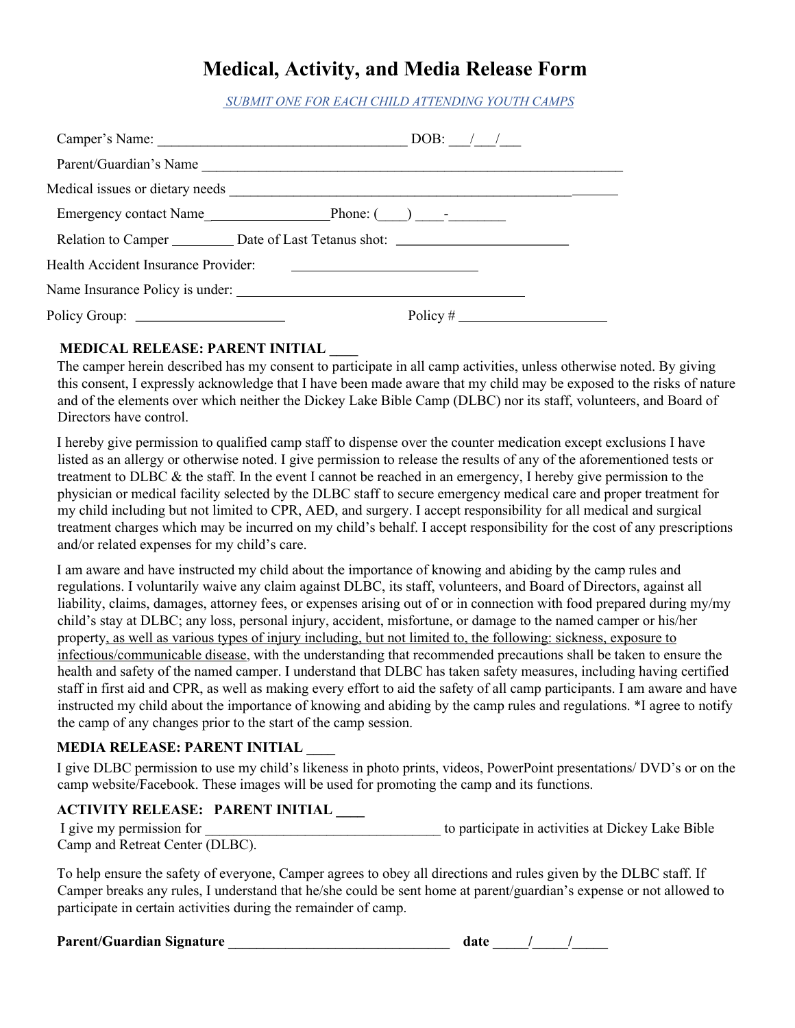# Medical, Activity, and Media Release Form

*SUBMIT ONE FOR EACH CHILD ATTENDING YOUTH CAMPS*

Camper's Name: ___________________________________ DOB: ___/___/___

Parent/Guardian's Name ___________________________________________________________

Medical issues or dietary needs _______________________________________________________

Emergency contact Name_________________Phone: (____) ____-________

Relation to Camper _________ Date of Last Tetanus shot: ________________________

Health Accident Insurance Provider: __________________________

Name Insurance Policy is under: ________________________________________

Policy Group: _____________________ Policy # _____________________

**MEDICAL RELEASE: PARENT INITIAL ____**

The camper herein described has my consent to participate in all camp activities, unless otherwise noted. By giving this consent, I expressly acknowledge that I have been made aware that my child may be exposed to the risks of nature and of the elements over which neither the Dickey Lake Bible Camp (DLBC) nor its staff, volunteers, and Board of Directors have control.

I hereby give permission to qualified camp staff to dispense over the counter medication except exclusions I have listed as an allergy or otherwise noted. I give permission to release the results of any of the aforementioned tests or treatment to DLBC & the staff. In the event I cannot be reached in an emergency, I hereby give permission to the physician or medical facility selected by the DLBC staff to secure emergency medical care and proper treatment for my child including but not limited to CPR, AED, and surgery. I accept responsibility for all medical and surgical treatment charges which may be incurred on my child's behalf. I accept responsibility for the cost of any prescriptions and/or related expenses for my child's care.

I am aware and have instructed my child about the importance of knowing and abiding by the camp rules and regulations. I voluntarily waive any claim against DLBC, its staff, volunteers, and Board of Directors, against all liability, claims, damages, attorney fees, or expenses arising out of or in connection with food prepared during my/my child's stay at DLBC; any loss, personal injury, accident, misfortune, or damage to the named camper or his/her property, as well as various types of injury including, but not limited to, the following: sickness, exposure to infectious/communicable disease, with the understanding that recommended precautions shall be taken to ensure the health and safety of the named camper. I understand that DLBC has taken safety measures, including having certified staff in first aid and CPR, as well as making every effort to aid the safety of all camp participants. I am aware and have instructed my child about the importance of knowing and abiding by the camp rules and regulations. *I agree to notify the camp of any changes prior to the start of the camp session.

**MEDIA RELEASE: PARENT INITIAL ____**

I give DLBC permission to use my child's likeness in photo prints, videos, PowerPoint presentations/ DVD's or on the camp website/Facebook. These images will be used for promoting the camp and its functions.

**ACTIVITY RELEASE: PARENT INITIAL ____**

I give my permission for _________________________________ to participate in activities at Dickey Lake Bible Camp and Retreat Center (DLBC).

To help ensure the safety of everyone, Camper agrees to obey all directions and rules given by the DLBC staff. If Camper breaks any rules, I understand that he/she could be sent home at parent/guardian's expense or not allowed to participate in certain activities during the remainder of camp.

**Parent/Guardian Signature _______________________________ date _____/_____/_____**